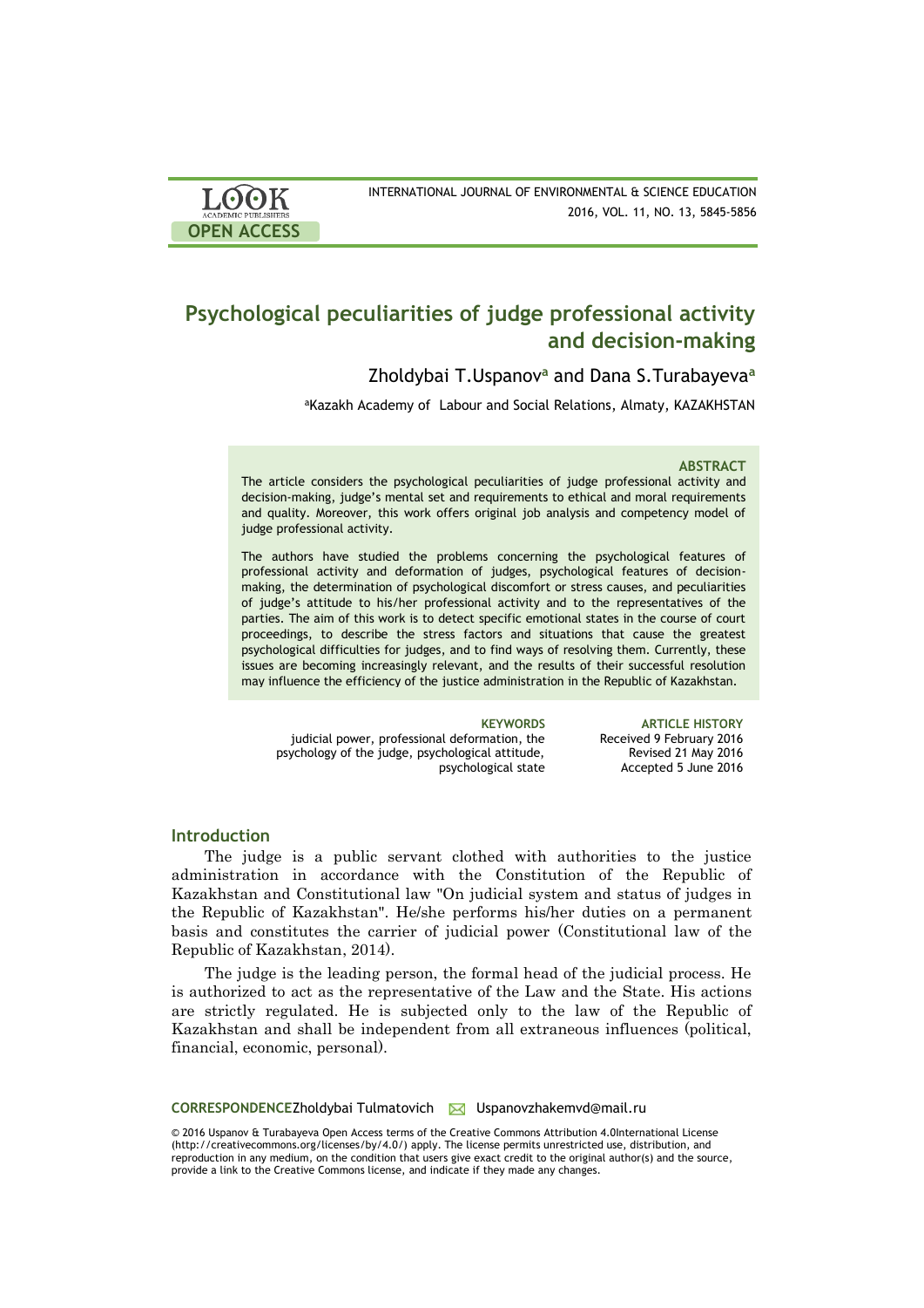# Psychological peculiarities of judge professional activity and decision-making

Zholdybai T.Uspanov[a] and Dana S.Turabayeva[a]

[a]Kazakh Academy of Labour and Social Relations, Almaty, KAZAKHSTAN

## ABSTRACT

The article considers the psychological peculiarities of judge professional activity and decision-making, judge's mental set and requirements to ethical and moral requirements and quality. Moreover, this work offers original job analysis and competency model of judge professional activity.

The authors have studied the problems concerning the psychological features of professional activity and deformation of judges, psychological features of decision-making, the determination of psychological discomfort or stress causes, and peculiarities of judge's attitude to his/her professional activity and to the representatives of the parties. The aim of this work is to detect specific emotional states in the course of court proceedings, to describe the stress factors and situations that cause the greatest psychological difficulties for judges, and to find ways of resolving them. Currently, these issues are becoming increasingly relevant, and the results of their successful resolution may influence the efficiency of the justice administration in the Republic of Kazakhstan.

**KEYWORDS**
judicial power, professional deformation, the psychology of the judge, psychological attitude, psychological state

**ARTICLE HISTORY**
Received 9 February 2016
Revised 21 May 2016
Accepted 5 June 2016

## Introduction

The judge is a public servant clothed with authorities to the justice administration in accordance with the Constitution of the Republic of Kazakhstan and Constitutional law "On judicial system and status of judges in the Republic of Kazakhstan". He/she performs his/her duties on a permanent basis and constitutes the carrier of judicial power (Constitutional law of the Republic of Kazakhstan, 2014).

The judge is the leading person, the formal head of the judicial process. He is authorized to act as the representative of the Law and the State. His actions are strictly regulated. He is subjected only to the law of the Republic of Kazakhstan and shall be independent from all extraneous influences (political, financial, economic, personal).

**CORRESPONDENCE** Zholdybai Tulmatovich Uspanovzhakemvd@mail.ru

© 2016 Uspanov & Turabayeva Open Access terms of the Creative Commons Attribution 4.0International License (http://creativecommons.org/licenses/by/4.0/) apply. The license permits unrestricted use, distribution, and reproduction in any medium, on the condition that users give exact credit to the original author(s) and the source, provide a link to the Creative Commons license, and indicate if they made any changes.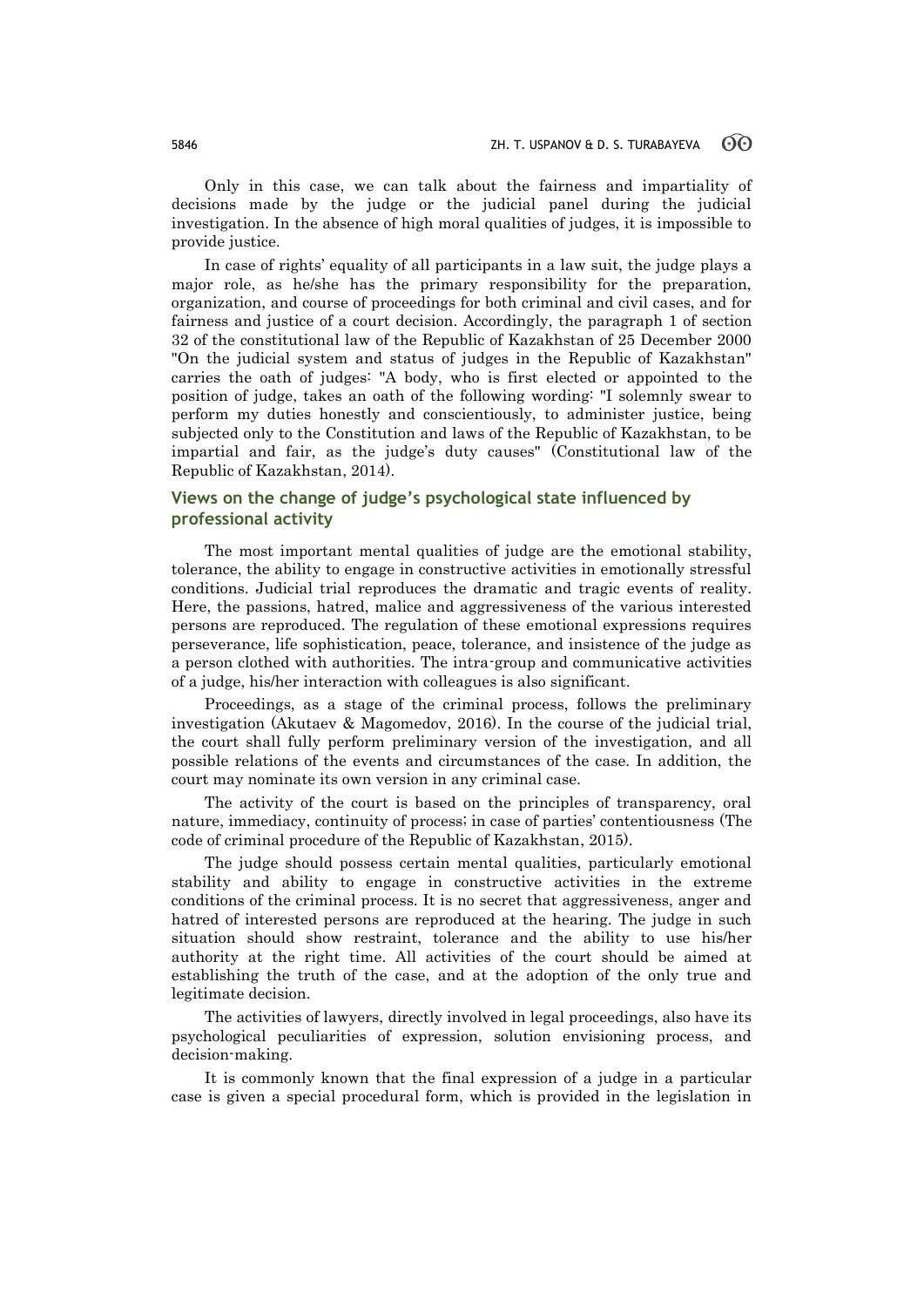Only in this case, we can talk about the fairness and impartiality of decisions made by the judge or the judicial panel during the judicial investigation. In the absence of high moral qualities of judges, it is impossible to provide justice.

In case of rights' equality of all participants in a law suit, the judge plays a major role, as he/she has the primary responsibility for the preparation, organization, and course of proceedings for both criminal and civil cases, and for fairness and justice of a court decision. Accordingly, the paragraph 1 of section 32 of the constitutional law of the Republic of Kazakhstan of 25 December 2000 "On the judicial system and status of judges in the Republic of Kazakhstan" carries the oath of judges: "A body, who is first elected or appointed to the position of judge, takes an oath of the following wording: "I solemnly swear to perform my duties honestly and conscientiously, to administer justice, being subjected only to the Constitution and laws of the Republic of Kazakhstan, to be impartial and fair, as the judge's duty causes" (Constitutional law of the Republic of Kazakhstan, 2014).

## Views on the change of judge's psychological state influenced by professional activity

The most important mental qualities of judge are the emotional stability, tolerance, the ability to engage in constructive activities in emotionally stressful conditions. Judicial trial reproduces the dramatic and tragic events of reality. Here, the passions, hatred, malice and aggressiveness of the various interested persons are reproduced. The regulation of these emotional expressions requires perseverance, life sophistication, peace, tolerance, and insistence of the judge as a person clothed with authorities. The intra-group and communicative activities of a judge, his/her interaction with colleagues is also significant.

Proceedings, as a stage of the criminal process, follows the preliminary investigation (Akutaev & Magomedov, 2016). In the course of the judicial trial, the court shall fully perform preliminary version of the investigation, and all possible relations of the events and circumstances of the case. In addition, the court may nominate its own version in any criminal case.

The activity of the court is based on the principles of transparency, oral nature, immediacy, continuity of process; in case of parties' contentiousness (The code of criminal procedure of the Republic of Kazakhstan, 2015).

The judge should possess certain mental qualities, particularly emotional stability and ability to engage in constructive activities in the extreme conditions of the criminal process. It is no secret that aggressiveness, anger and hatred of interested persons are reproduced at the hearing. The judge in such situation should show restraint, tolerance and the ability to use his/her authority at the right time. All activities of the court should be aimed at establishing the truth of the case, and at the adoption of the only true and legitimate decision.

The activities of lawyers, directly involved in legal proceedings, also have its psychological peculiarities of expression, solution envisioning process, and decision-making.

It is commonly known that the final expression of a judge in a particular case is given a special procedural form, which is provided in the legislation in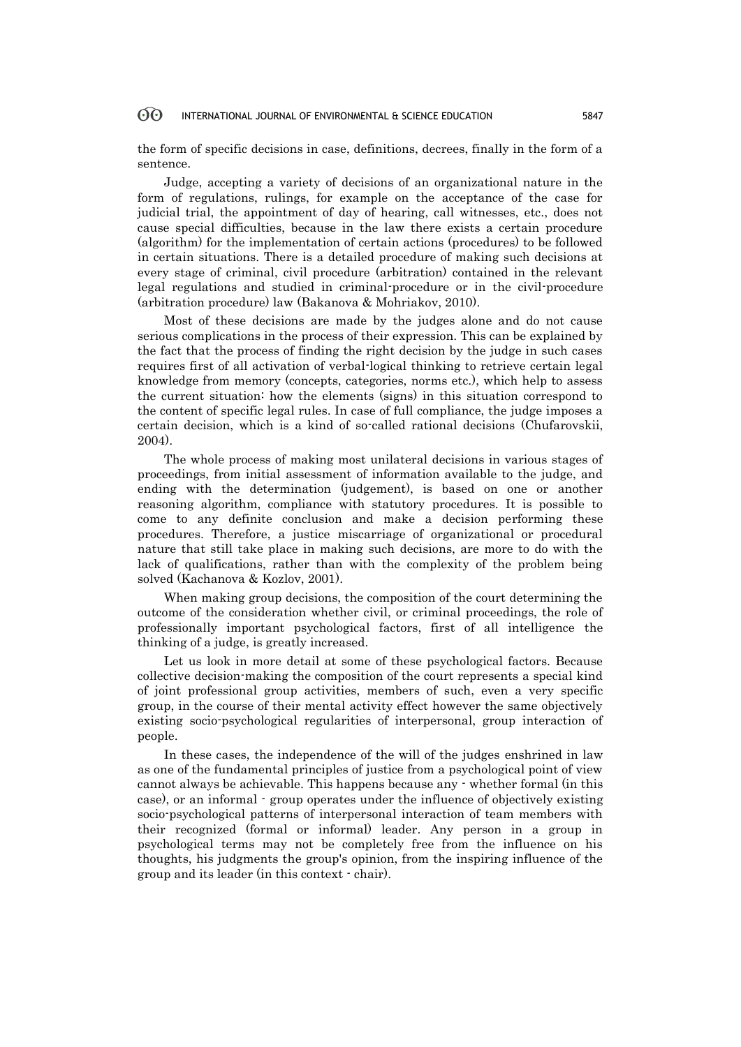the form of specific decisions in case, definitions, decrees, finally in the form of a sentence.

Judge, accepting a variety of decisions of an organizational nature in the form of regulations, rulings, for example on the acceptance of the case for judicial trial, the appointment of day of hearing, call witnesses, etc., does not cause special difficulties, because in the law there exists a certain procedure (algorithm) for the implementation of certain actions (procedures) to be followed in certain situations. There is a detailed procedure of making such decisions at every stage of criminal, civil procedure (arbitration) contained in the relevant legal regulations and studied in criminal-procedure or in the civil-procedure (arbitration procedure) law (Bakanova & Mohriakov, 2010).

Most of these decisions are made by the judges alone and do not cause serious complications in the process of their expression. This can be explained by the fact that the process of finding the right decision by the judge in such cases requires first of all activation of verbal-logical thinking to retrieve certain legal knowledge from memory (concepts, categories, norms etc.), which help to assess the current situation: how the elements (signs) in this situation correspond to the content of specific legal rules. In case of full compliance, the judge imposes a certain decision, which is a kind of so-called rational decisions (Chufarovskii, 2004).

The whole process of making most unilateral decisions in various stages of proceedings, from initial assessment of information available to the judge, and ending with the determination (judgement), is based on one or another reasoning algorithm, compliance with statutory procedures. It is possible to come to any definite conclusion and make a decision performing these procedures. Therefore, a justice miscarriage of organizational or procedural nature that still take place in making such decisions, are more to do with the lack of qualifications, rather than with the complexity of the problem being solved (Kachanova & Kozlov, 2001).

When making group decisions, the composition of the court determining the outcome of the consideration whether civil, or criminal proceedings, the role of professionally important psychological factors, first of all intelligence the thinking of a judge, is greatly increased.

Let us look in more detail at some of these psychological factors. Because collective decision-making the composition of the court represents a special kind of joint professional group activities, members of such, even a very specific group, in the course of their mental activity effect however the same objectively existing socio-psychological regularities of interpersonal, group interaction of people.

In these cases, the independence of the will of the judges enshrined in law as one of the fundamental principles of justice from a psychological point of view cannot always be achievable. This happens because any - whether formal (in this case), or an informal - group operates under the influence of objectively existing socio-psychological patterns of interpersonal interaction of team members with their recognized (formal or informal) leader. Any person in a group in psychological terms may not be completely free from the influence on his thoughts, his judgments the group's opinion, from the inspiring influence of the group and its leader (in this context - chair).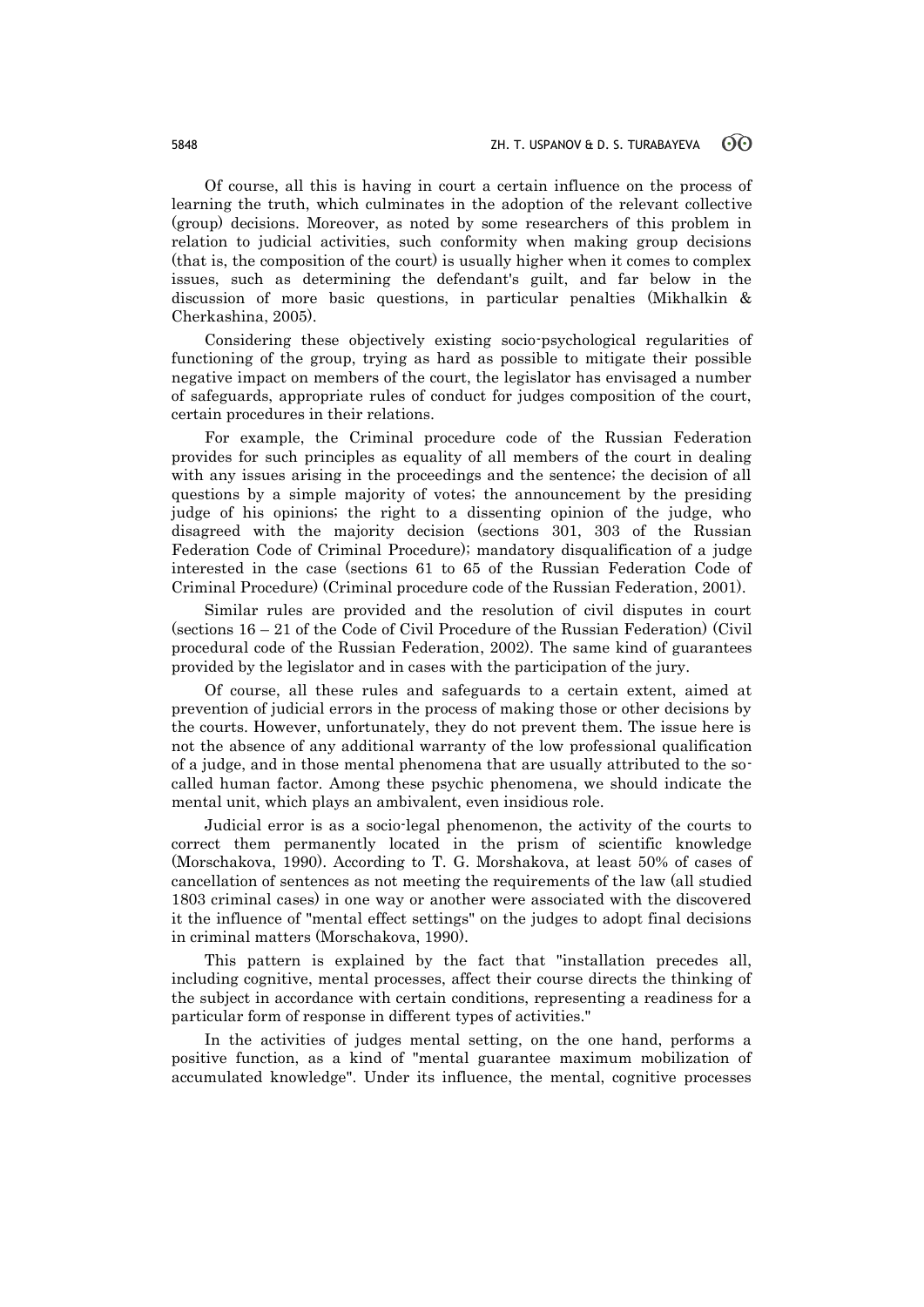Of course, all this is having in court a certain influence on the process of learning the truth, which culminates in the adoption of the relevant collective (group) decisions. Moreover, as noted by some researchers of this problem in relation to judicial activities, such conformity when making group decisions (that is, the composition of the court) is usually higher when it comes to complex issues, such as determining the defendant's guilt, and far below in the discussion of more basic questions, in particular penalties (Mikhalkin & Cherkashina, 2005).

Considering these objectively existing socio-psychological regularities of functioning of the group, trying as hard as possible to mitigate their possible negative impact on members of the court, the legislator has envisaged a number of safeguards, appropriate rules of conduct for judges composition of the court, certain procedures in their relations.

For example, the Criminal procedure code of the Russian Federation provides for such principles as equality of all members of the court in dealing with any issues arising in the proceedings and the sentence; the decision of all questions by a simple majority of votes; the announcement by the presiding judge of his opinions; the right to a dissenting opinion of the judge, who disagreed with the majority decision (sections 301, 303 of the Russian Federation Code of Criminal Procedure); mandatory disqualification of a judge interested in the case (sections 61 to 65 of the Russian Federation Code of Criminal Procedure) (Criminal procedure code of the Russian Federation, 2001).

Similar rules are provided and the resolution of civil disputes in court (sections 16 – 21 of the Code of Civil Procedure of the Russian Federation) (Civil procedural code of the Russian Federation, 2002). The same kind of guarantees provided by the legislator and in cases with the participation of the jury.

Of course, all these rules and safeguards to a certain extent, aimed at prevention of judicial errors in the process of making those or other decisions by the courts. However, unfortunately, they do not prevent them. The issue here is not the absence of any additional warranty of the low professional qualification of a judge, and in those mental phenomena that are usually attributed to the so-called human factor. Among these psychic phenomena, we should indicate the mental unit, which plays an ambivalent, even insidious role.

Judicial error is as a socio-legal phenomenon, the activity of the courts to correct them permanently located in the prism of scientific knowledge (Morschakova, 1990). According to T. G. Morshakova, at least 50% of cases of cancellation of sentences as not meeting the requirements of the law (all studied 1803 criminal cases) in one way or another were associated with the discovered it the influence of "mental effect settings" on the judges to adopt final decisions in criminal matters (Morschakova, 1990).

This pattern is explained by the fact that "installation precedes all, including cognitive, mental processes, affect their course directs the thinking of the subject in accordance with certain conditions, representing a readiness for a particular form of response in different types of activities."

In the activities of judges mental setting, on the one hand, performs a positive function, as a kind of "mental guarantee maximum mobilization of accumulated knowledge". Under its influence, the mental, cognitive processes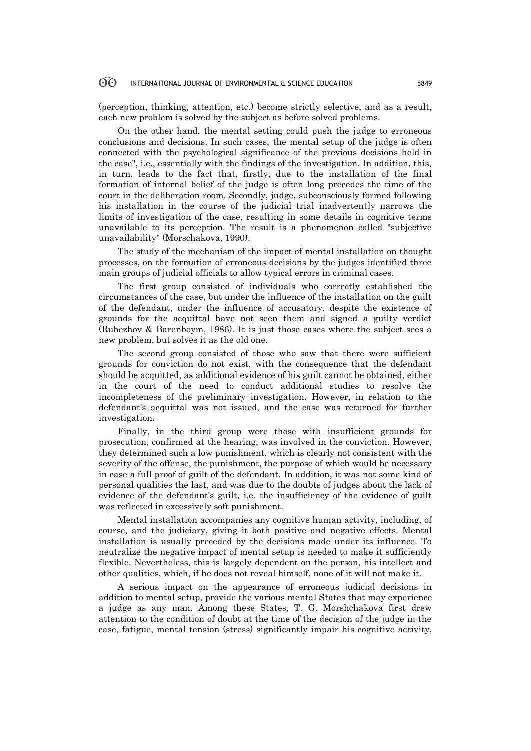(perception, thinking, attention, etc.) become strictly selective, and as a result, each new problem is solved by the subject as before solved problems.

On the other hand, the mental setting could push the judge to erroneous conclusions and decisions. In such cases, the mental setup of the judge is often connected with the psychological significance of the previous decisions held in the case", i.e., essentially with the findings of the investigation. In addition, this, in turn, leads to the fact that, firstly, due to the installation of the final formation of internal belief of the judge is often long precedes the time of the court in the deliberation room. Secondly, judge, subconsciously formed following his installation in the course of the judicial trial inadvertently narrows the limits of investigation of the case, resulting in some details in cognitive terms unavailable to its perception. The result is a phenomenon called "subjective unavailability" (Morschakova, 1990).

The study of the mechanism of the impact of mental installation on thought processes, on the formation of erroneous decisions by the judges identified three main groups of judicial officials to allow typical errors in criminal cases.

The first group consisted of individuals who correctly established the circumstances of the case, but under the influence of the installation on the guilt of the defendant, under the influence of accusatory, despite the existence of grounds for the acquittal have not seen them and signed a guilty verdict (Rubezhov & Barenboym, 1986). It is just those cases where the subject sees a new problem, but solves it as the old one.

The second group consisted of those who saw that there were sufficient grounds for conviction do not exist, with the consequence that the defendant should be acquitted, as additional evidence of his guilt cannot be obtained, either in the court of the need to conduct additional studies to resolve the incompleteness of the preliminary investigation. However, in relation to the defendant's acquittal was not issued, and the case was returned for further investigation.

Finally, in the third group were those with insufficient grounds for prosecution, confirmed at the hearing, was involved in the conviction. However, they determined such a low punishment, which is clearly not consistent with the severity of the offense, the punishment, the purpose of which would be necessary in case a full proof of guilt of the defendant. In addition, it was not some kind of personal qualities the last, and was due to the doubts of judges about the lack of evidence of the defendant's guilt, i.e. the insufficiency of the evidence of guilt was reflected in excessively soft punishment.

Mental installation accompanies any cognitive human activity, including, of course, and the judiciary, giving it both positive and negative effects. Mental installation is usually preceded by the decisions made under its influence. To neutralize the negative impact of mental setup is needed to make it sufficiently flexible. Nevertheless, this is largely dependent on the person, his intellect and other qualities, which, if he does not reveal himself, none of it will not make it.

A serious impact on the appearance of erroneous judicial decisions in addition to mental setup, provide the various mental States that may experience a judge as any man. Among these States, T. G. Morshchakova first drew attention to the condition of doubt at the time of the decision of the judge in the case, fatigue, mental tension (stress) significantly impair his cognitive activity,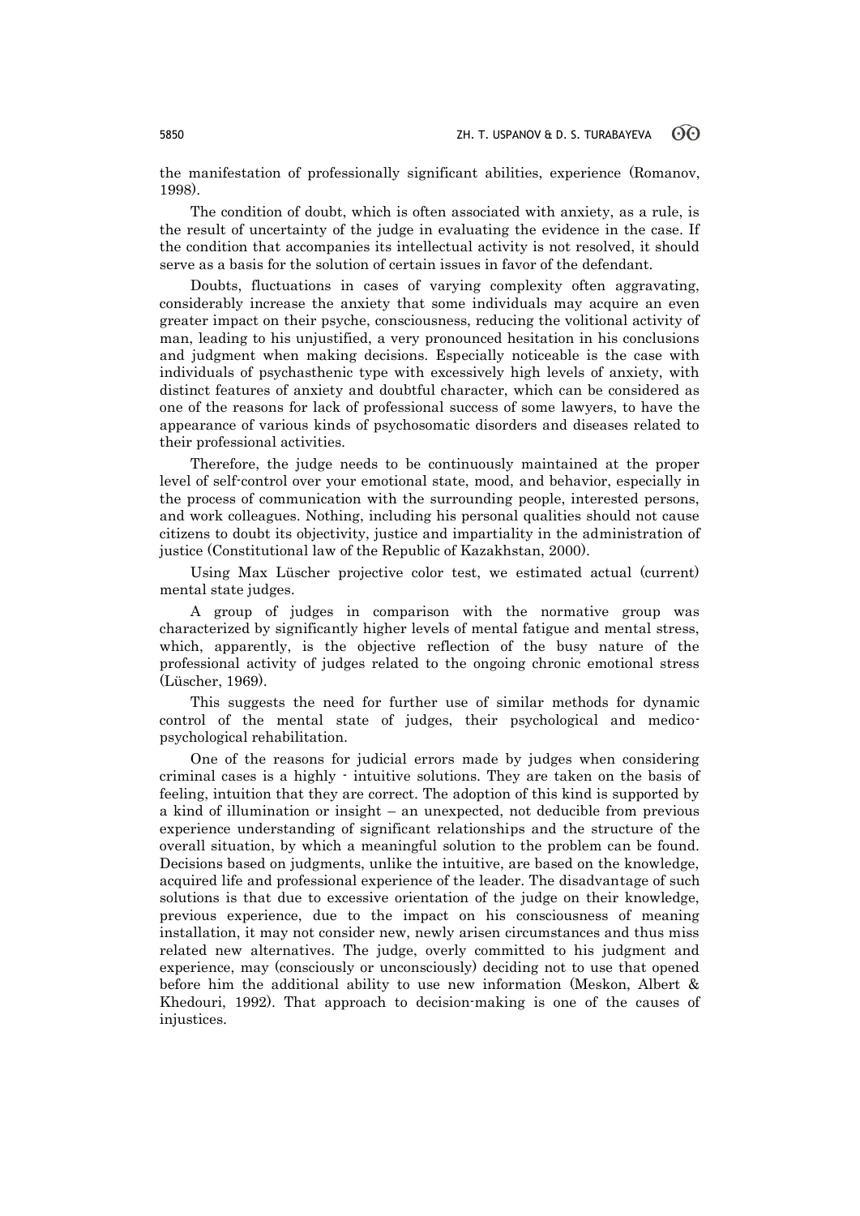the manifestation of professionally significant abilities, experience (Romanov, 1998).

The condition of doubt, which is often associated with anxiety, as a rule, is the result of uncertainty of the judge in evaluating the evidence in the case. If the condition that accompanies its intellectual activity is not resolved, it should serve as a basis for the solution of certain issues in favor of the defendant.

Doubts, fluctuations in cases of varying complexity often aggravating, considerably increase the anxiety that some individuals may acquire an even greater impact on their psyche, consciousness, reducing the volitional activity of man, leading to his unjustified, a very pronounced hesitation in his conclusions and judgment when making decisions. Especially noticeable is the case with individuals of psychasthenic type with excessively high levels of anxiety, with distinct features of anxiety and doubtful character, which can be considered as one of the reasons for lack of professional success of some lawyers, to have the appearance of various kinds of psychosomatic disorders and diseases related to their professional activities.

Therefore, the judge needs to be continuously maintained at the proper level of self-control over your emotional state, mood, and behavior, especially in the process of communication with the surrounding people, interested persons, and work colleagues. Nothing, including his personal qualities should not cause citizens to doubt its objectivity, justice and impartiality in the administration of justice (Constitutional law of the Republic of Kazakhstan, 2000).

Using Max Lüscher projective color test, we estimated actual (current) mental state judges.

A group of judges in comparison with the normative group was characterized by significantly higher levels of mental fatigue and mental stress, which, apparently, is the objective reflection of the busy nature of the professional activity of judges related to the ongoing chronic emotional stress (Lüscher, 1969).

This suggests the need for further use of similar methods for dynamic control of the mental state of judges, their psychological and medico-psychological rehabilitation.

One of the reasons for judicial errors made by judges when considering criminal cases is a highly - intuitive solutions. They are taken on the basis of feeling, intuition that they are correct. The adoption of this kind is supported by a kind of illumination or insight – an unexpected, not deducible from previous experience understanding of significant relationships and the structure of the overall situation, by which a meaningful solution to the problem can be found. Decisions based on judgments, unlike the intuitive, are based on the knowledge, acquired life and professional experience of the leader. The disadvantage of such solutions is that due to excessive orientation of the judge on their knowledge, previous experience, due to the impact on his consciousness of meaning installation, it may not consider new, newly arisen circumstances and thus miss related new alternatives. The judge, overly committed to his judgment and experience, may (consciously or unconsciously) deciding not to use that opened before him the additional ability to use new information (Meskon, Albert & Khedouri, 1992). That approach to decision-making is one of the causes of injustices.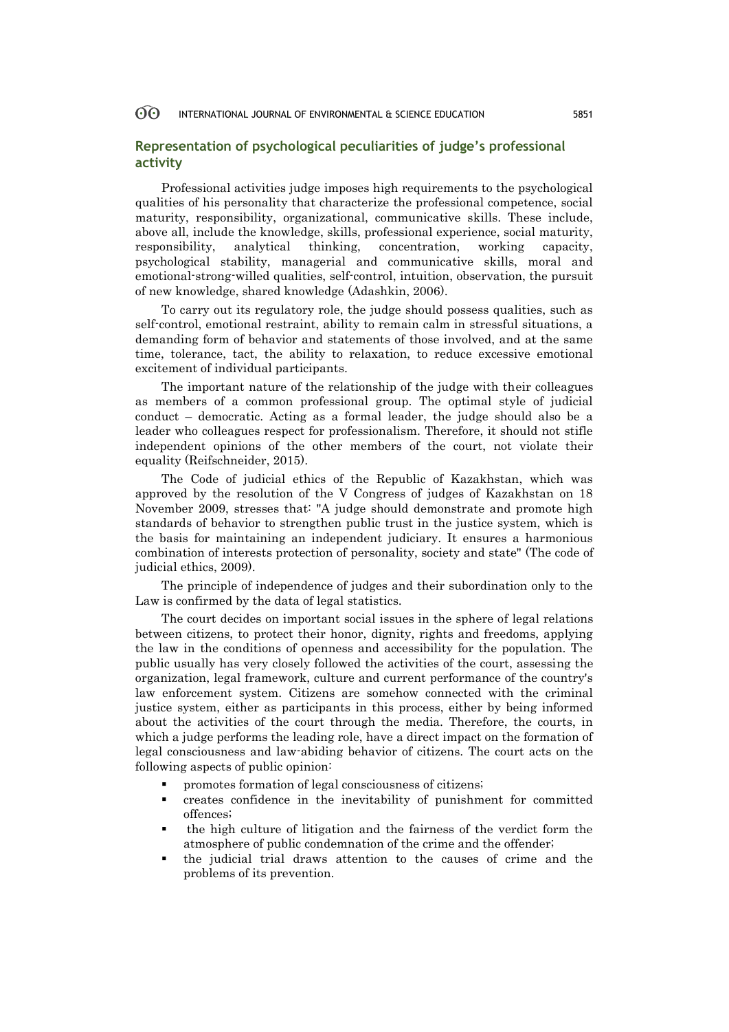## Representation of psychological peculiarities of judge's professional activity

Professional activities judge imposes high requirements to the psychological qualities of his personality that characterize the professional competence, social maturity, responsibility, organizational, communicative skills. These include, above all, include the knowledge, skills, professional experience, social maturity, responsibility, analytical thinking, concentration, working capacity, psychological stability, managerial and communicative skills, moral and emotional-strong-willed qualities, self-control, intuition, observation, the pursuit of new knowledge, shared knowledge (Adashkin, 2006).

To carry out its regulatory role, the judge should possess qualities, such as self-control, emotional restraint, ability to remain calm in stressful situations, a demanding form of behavior and statements of those involved, and at the same time, tolerance, tact, the ability to relaxation, to reduce excessive emotional excitement of individual participants.

The important nature of the relationship of the judge with their colleagues as members of a common professional group. The optimal style of judicial conduct – democratic. Acting as a formal leader, the judge should also be a leader who colleagues respect for professionalism. Therefore, it should not stifle independent opinions of the other members of the court, not violate their equality (Reifschneider, 2015).

The Code of judicial ethics of the Republic of Kazakhstan, which was approved by the resolution of the V Congress of judges of Kazakhstan on 18 November 2009, stresses that: "A judge should demonstrate and promote high standards of behavior to strengthen public trust in the justice system, which is the basis for maintaining an independent judiciary. It ensures a harmonious combination of interests protection of personality, society and state" (The code of judicial ethics, 2009).

The principle of independence of judges and their subordination only to the Law is confirmed by the data of legal statistics.

The court decides on important social issues in the sphere of legal relations between citizens, to protect their honor, dignity, rights and freedoms, applying the law in the conditions of openness and accessibility for the population. The public usually has very closely followed the activities of the court, assessing the organization, legal framework, culture and current performance of the country's law enforcement system. Citizens are somehow connected with the criminal justice system, either as participants in this process, either by being informed about the activities of the court through the media. Therefore, the courts, in which a judge performs the leading role, have a direct impact on the formation of legal consciousness and law-abiding behavior of citizens. The court acts on the following aspects of public opinion:

- promotes formation of legal consciousness of citizens;
- creates confidence in the inevitability of punishment for committed offences;
- the high culture of litigation and the fairness of the verdict form the atmosphere of public condemnation of the crime and the offender;
- the judicial trial draws attention to the causes of crime and the problems of its prevention.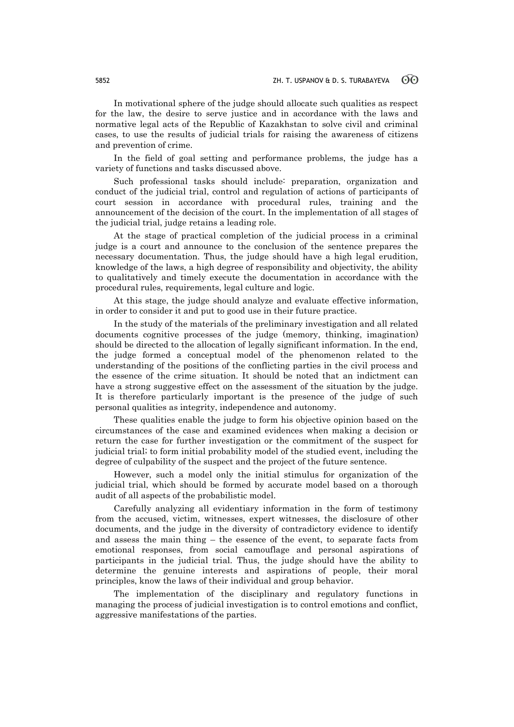In motivational sphere of the judge should allocate such qualities as respect for the law, the desire to serve justice and in accordance with the laws and normative legal acts of the Republic of Kazakhstan to solve civil and criminal cases, to use the results of judicial trials for raising the awareness of citizens and prevention of crime.

In the field of goal setting and performance problems, the judge has a variety of functions and tasks discussed above.

Such professional tasks should include: preparation, organization and conduct of the judicial trial, control and regulation of actions of participants of court session in accordance with procedural rules, training and the announcement of the decision of the court. In the implementation of all stages of the judicial trial, judge retains a leading role.

At the stage of practical completion of the judicial process in a criminal judge is a court and announce to the conclusion of the sentence prepares the necessary documentation. Thus, the judge should have a high legal erudition, knowledge of the laws, a high degree of responsibility and objectivity, the ability to qualitatively and timely execute the documentation in accordance with the procedural rules, requirements, legal culture and logic.

At this stage, the judge should analyze and evaluate effective information, in order to consider it and put to good use in their future practice.

In the study of the materials of the preliminary investigation and all related documents cognitive processes of the judge (memory, thinking, imagination) should be directed to the allocation of legally significant information. In the end, the judge formed a conceptual model of the phenomenon related to the understanding of the positions of the conflicting parties in the civil process and the essence of the crime situation. It should be noted that an indictment can have a strong suggestive effect on the assessment of the situation by the judge. It is therefore particularly important is the presence of the judge of such personal qualities as integrity, independence and autonomy.

These qualities enable the judge to form his objective opinion based on the circumstances of the case and examined evidences when making a decision or return the case for further investigation or the commitment of the suspect for judicial trial; to form initial probability model of the studied event, including the degree of culpability of the suspect and the project of the future sentence.

However, such a model only the initial stimulus for organization of the judicial trial, which should be formed by accurate model based on a thorough audit of all aspects of the probabilistic model.

Carefully analyzing all evidentiary information in the form of testimony from the accused, victim, witnesses, expert witnesses, the disclosure of other documents, and the judge in the diversity of contradictory evidence to identify and assess the main thing – the essence of the event, to separate facts from emotional responses, from social camouflage and personal aspirations of participants in the judicial trial. Thus, the judge should have the ability to determine the genuine interests and aspirations of people, their moral principles, know the laws of their individual and group behavior.

The implementation of the disciplinary and regulatory functions in managing the process of judicial investigation is to control emotions and conflict, aggressive manifestations of the parties.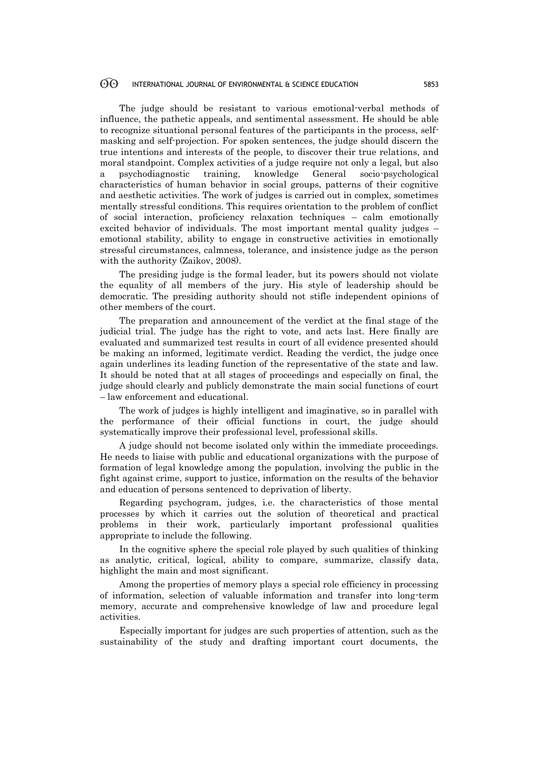The judge should be resistant to various emotional-verbal methods of influence, the pathetic appeals, and sentimental assessment. He should be able to recognize situational personal features of the participants in the process, self-masking and self-projection. For spoken sentences, the judge should discern the true intentions and interests of the people, to discover their true relations, and moral standpoint. Complex activities of a judge require not only a legal, but also a psychodiagnostic training, knowledge General socio-psychological characteristics of human behavior in social groups, patterns of their cognitive and aesthetic activities. The work of judges is carried out in complex, sometimes mentally stressful conditions. This requires orientation to the problem of conflict of social interaction, proficiency relaxation techniques – calm emotionally excited behavior of individuals. The most important mental quality judges – emotional stability, ability to engage in constructive activities in emotionally stressful circumstances, calmness, tolerance, and insistence judge as the person with the authority (Zaikov, 2008).

The presiding judge is the formal leader, but its powers should not violate the equality of all members of the jury. His style of leadership should be democratic. The presiding authority should not stifle independent opinions of other members of the court.

The preparation and announcement of the verdict at the final stage of the judicial trial. The judge has the right to vote, and acts last. Here finally are evaluated and summarized test results in court of all evidence presented should be making an informed, legitimate verdict. Reading the verdict, the judge once again underlines its leading function of the representative of the state and law. It should be noted that at all stages of proceedings and especially on final, the judge should clearly and publicly demonstrate the main social functions of court – law enforcement and educational.

The work of judges is highly intelligent and imaginative, so in parallel with the performance of their official functions in court, the judge should systematically improve their professional level, professional skills.

A judge should not become isolated only within the immediate proceedings. He needs to liaise with public and educational organizations with the purpose of formation of legal knowledge among the population, involving the public in the fight against crime, support to justice, information on the results of the behavior and education of persons sentenced to deprivation of liberty.

Regarding psychogram, judges, i.e. the characteristics of those mental processes by which it carries out the solution of theoretical and practical problems in their work, particularly important professional qualities appropriate to include the following.

In the cognitive sphere the special role played by such qualities of thinking as analytic, critical, logical, ability to compare, summarize, classify data, highlight the main and most significant.

Among the properties of memory plays a special role efficiency in processing of information, selection of valuable information and transfer into long-term memory, accurate and comprehensive knowledge of law and procedure legal activities.

Especially important for judges are such properties of attention, such as the sustainability of the study and drafting important court documents, the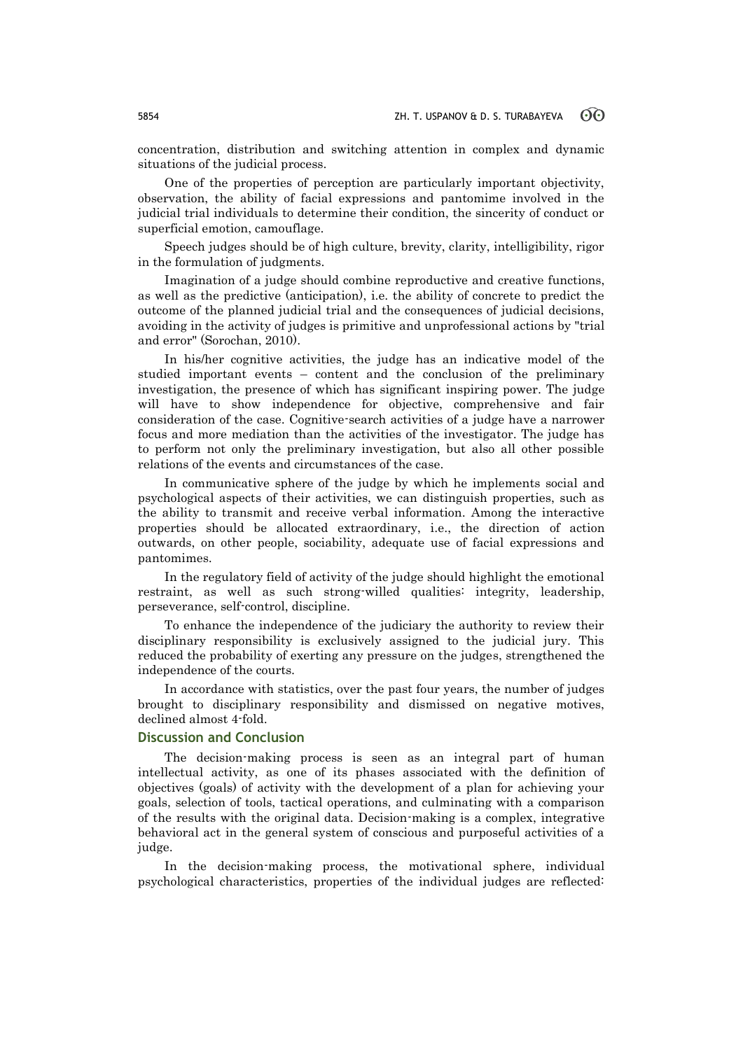concentration, distribution and switching attention in complex and dynamic situations of the judicial process.

One of the properties of perception are particularly important objectivity, observation, the ability of facial expressions and pantomime involved in the judicial trial individuals to determine their condition, the sincerity of conduct or superficial emotion, camouflage.

Speech judges should be of high culture, brevity, clarity, intelligibility, rigor in the formulation of judgments.

Imagination of a judge should combine reproductive and creative functions, as well as the predictive (anticipation), i.e. the ability of concrete to predict the outcome of the planned judicial trial and the consequences of judicial decisions, avoiding in the activity of judges is primitive and unprofessional actions by "trial and error" (Sorochan, 2010).

In his/her cognitive activities, the judge has an indicative model of the studied important events – content and the conclusion of the preliminary investigation, the presence of which has significant inspiring power. The judge will have to show independence for objective, comprehensive and fair consideration of the case. Cognitive-search activities of a judge have a narrower focus and more mediation than the activities of the investigator. The judge has to perform not only the preliminary investigation, but also all other possible relations of the events and circumstances of the case.

In communicative sphere of the judge by which he implements social and psychological aspects of their activities, we can distinguish properties, such as the ability to transmit and receive verbal information. Among the interactive properties should be allocated extraordinary, i.e., the direction of action outwards, on other people, sociability, adequate use of facial expressions and pantomimes.

In the regulatory field of activity of the judge should highlight the emotional restraint, as well as such strong-willed qualities: integrity, leadership, perseverance, self-control, discipline.

To enhance the independence of the judiciary the authority to review their disciplinary responsibility is exclusively assigned to the judicial jury. This reduced the probability of exerting any pressure on the judges, strengthened the independence of the courts.

In accordance with statistics, over the past four years, the number of judges brought to disciplinary responsibility and dismissed on negative motives, declined almost 4-fold.

## Discussion and Conclusion

The decision-making process is seen as an integral part of human intellectual activity, as one of its phases associated with the definition of objectives (goals) of activity with the development of a plan for achieving your goals, selection of tools, tactical operations, and culminating with a comparison of the results with the original data. Decision-making is a complex, integrative behavioral act in the general system of conscious and purposeful activities of a judge.

In the decision-making process, the motivational sphere, individual psychological characteristics, properties of the individual judges are reflected: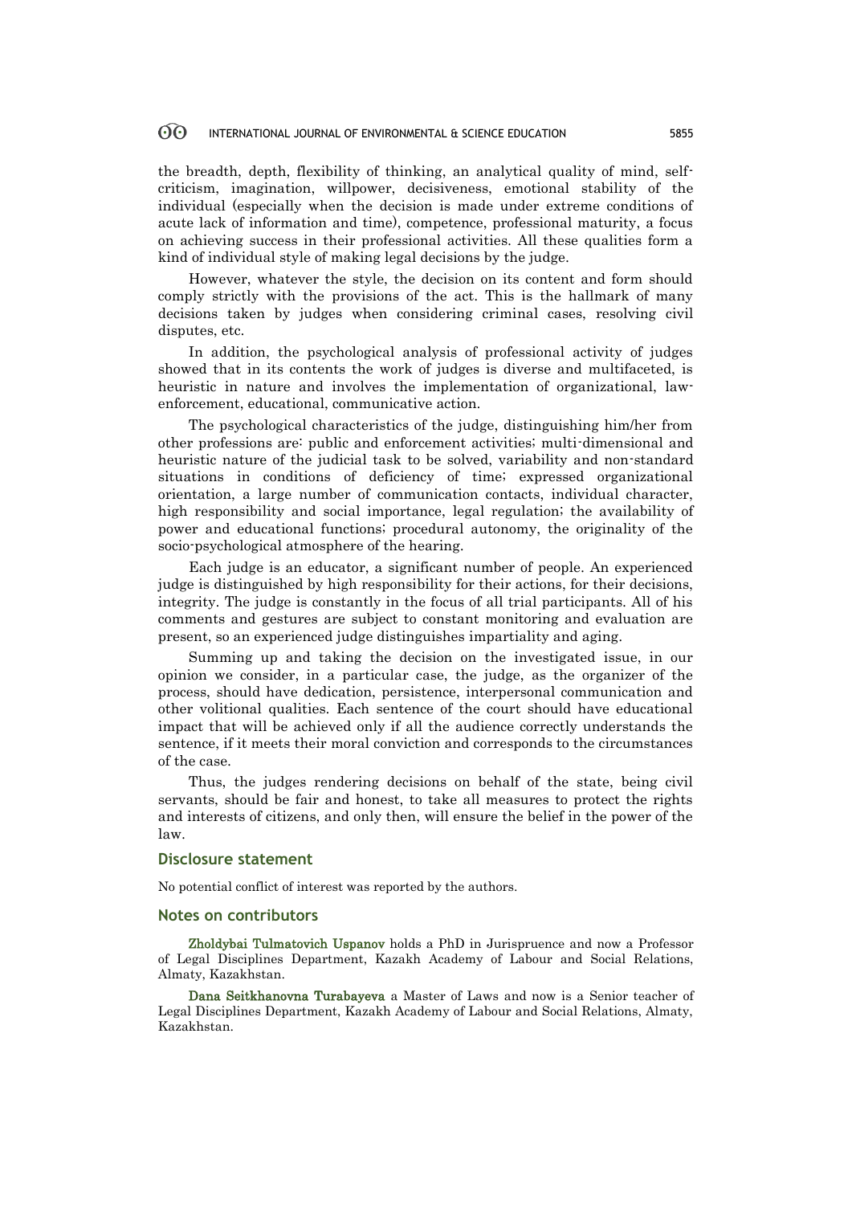the breadth, depth, flexibility of thinking, an analytical quality of mind, self-criticism, imagination, willpower, decisiveness, emotional stability of the individual (especially when the decision is made under extreme conditions of acute lack of information and time), competence, professional maturity, a focus on achieving success in their professional activities. All these qualities form a kind of individual style of making legal decisions by the judge.

However, whatever the style, the decision on its content and form should comply strictly with the provisions of the act. This is the hallmark of many decisions taken by judges when considering criminal cases, resolving civil disputes, etc.

In addition, the psychological analysis of professional activity of judges showed that in its contents the work of judges is diverse and multifaceted, is heuristic in nature and involves the implementation of organizational, law-enforcement, educational, communicative action.

The psychological characteristics of the judge, distinguishing him/her from other professions are: public and enforcement activities; multi-dimensional and heuristic nature of the judicial task to be solved, variability and non-standard situations in conditions of deficiency of time; expressed organizational orientation, a large number of communication contacts, individual character, high responsibility and social importance, legal regulation; the availability of power and educational functions; procedural autonomy, the originality of the socio-psychological atmosphere of the hearing.

Each judge is an educator, a significant number of people. An experienced judge is distinguished by high responsibility for their actions, for their decisions, integrity. The judge is constantly in the focus of all trial participants. All of his comments and gestures are subject to constant monitoring and evaluation are present, so an experienced judge distinguishes impartiality and aging.

Summing up and taking the decision on the investigated issue, in our opinion we consider, in a particular case, the judge, as the organizer of the process, should have dedication, persistence, interpersonal communication and other volitional qualities. Each sentence of the court should have educational impact that will be achieved only if all the audience correctly understands the sentence, if it meets their moral conviction and corresponds to the circumstances of the case.

Thus, the judges rendering decisions on behalf of the state, being civil servants, should be fair and honest, to take all measures to protect the rights and interests of citizens, and only then, will ensure the belief in the power of the law.

## Disclosure statement

No potential conflict of interest was reported by the authors.

## Notes on contributors

**Zholdybai Tulmatovich Uspanov** holds a PhD in Jurispruence and now a Professor of Legal Disciplines Department, Kazakh Academy of Labour and Social Relations, Almaty, Kazakhstan.

**Dana Seitkhanovna Turabayeva** a Master of Laws and now is a Senior teacher of Legal Disciplines Department, Kazakh Academy of Labour and Social Relations, Almaty, Kazakhstan.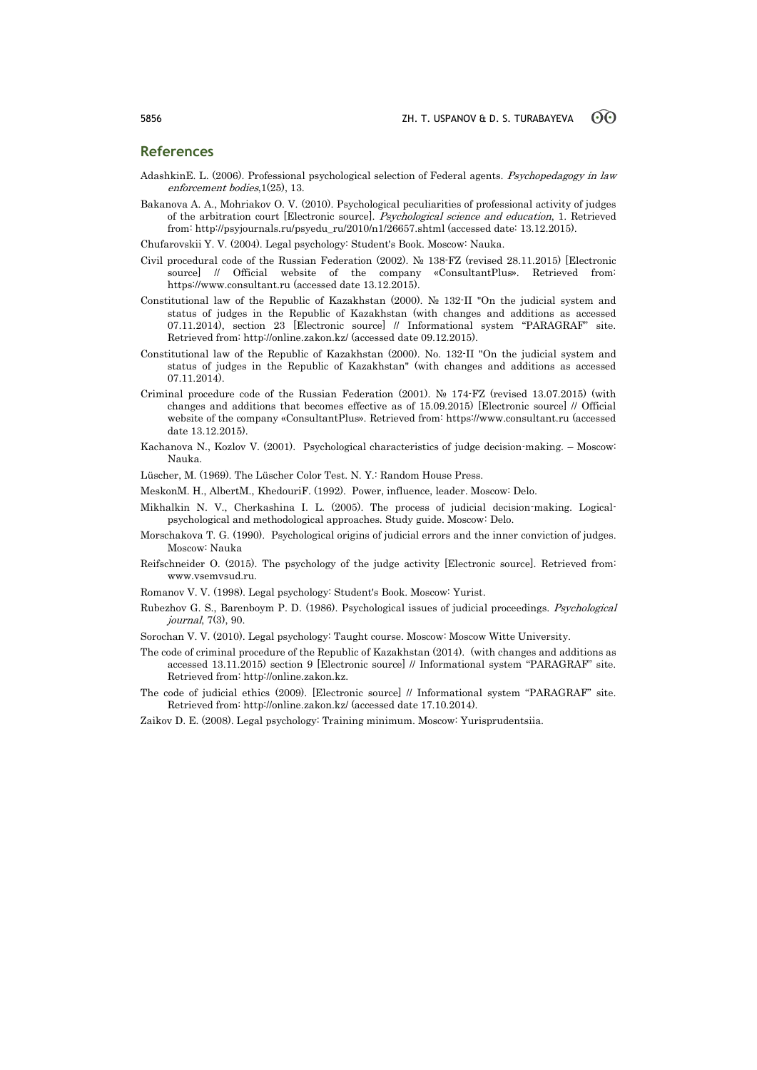## References

AdashkinE. L. (2006). Professional psychological selection of Federal agents. *Psychopedagogy in law enforcement bodies*,1(25), 13.

Bakanova A. A., Mohriakov O. V. (2010). Psychological peculiarities of professional activity of judges of the arbitration court [Electronic source]. *Psychological science and education*, 1. Retrieved from: http://psyjournals.ru/psyedu_ru/2010/n1/26657.shtml (accessed date: 13.12.2015).

Chufarovskii Y. V. (2004). Legal psychology: Student's Book. Moscow: Nauka.

Civil procedural code of the Russian Federation (2002). № 138-FZ (revised 28.11.2015) [Electronic source] // Official website of the company «ConsultantPlus». Retrieved from: https://www.consultant.ru (accessed date 13.12.2015).

Constitutional law of the Republic of Kazakhstan (2000). № 132-II "On the judicial system and status of judges in the Republic of Kazakhstan (with changes and additions as accessed 07.11.2014), section 23 [Electronic source] // Informational system "PARAGRAF" site. Retrieved from: http://online.zakon.kz/ (accessed date 09.12.2015).

Constitutional law of the Republic of Kazakhstan (2000). No. 132-II "On the judicial system and status of judges in the Republic of Kazakhstan" (with changes and additions as accessed 07.11.2014).

Criminal procedure code of the Russian Federation (2001). № 174-FZ (revised 13.07.2015) (with changes and additions that becomes effective as of 15.09.2015) [Electronic source] // Official website of the company «ConsultantPlus». Retrieved from: https://www.consultant.ru (accessed date 13.12.2015).

Kachanova N., Kozlov V. (2001). Psychological characteristics of judge decision-making. – Moscow: Nauka.

Lüscher, M. (1969). The Lüscher Color Test. N. Y.: Random House Press.

MeskonM. H., AlbertM., KhedouriF. (1992). Power, influence, leader. Moscow: Delo.

Mikhalkin N. V., Cherkashina I. L. (2005). The process of judicial decision-making. Logical-psychological and methodological approaches. Study guide. Moscow: Delo.

Morschakova T. G. (1990). Psychological origins of judicial errors and the inner conviction of judges. Moscow: Nauka

Reifschneider O. (2015). The psychology of the judge activity [Electronic source]. Retrieved from: www.vsemvsud.ru.

Romanov V. V. (1998). Legal psychology: Student's Book. Moscow: Yurist.

Rubezhov G. S., Barenboym P. D. (1986). Psychological issues of judicial proceedings. *Psychological journal*, 7(3), 90.

Sorochan V. V. (2010). Legal psychology: Taught course. Moscow: Moscow Witte University.

The code of criminal procedure of the Republic of Kazakhstan (2014). (with changes and additions as accessed 13.11.2015) section 9 [Electronic source] // Informational system "PARAGRAF" site. Retrieved from: http://online.zakon.kz.

The code of judicial ethics (2009). [Electronic source] // Informational system "PARAGRAF" site. Retrieved from: http://online.zakon.kz/ (accessed date 17.10.2014).

Zaikov D. E. (2008). Legal psychology: Training minimum. Moscow: Yurisprudentsiia.